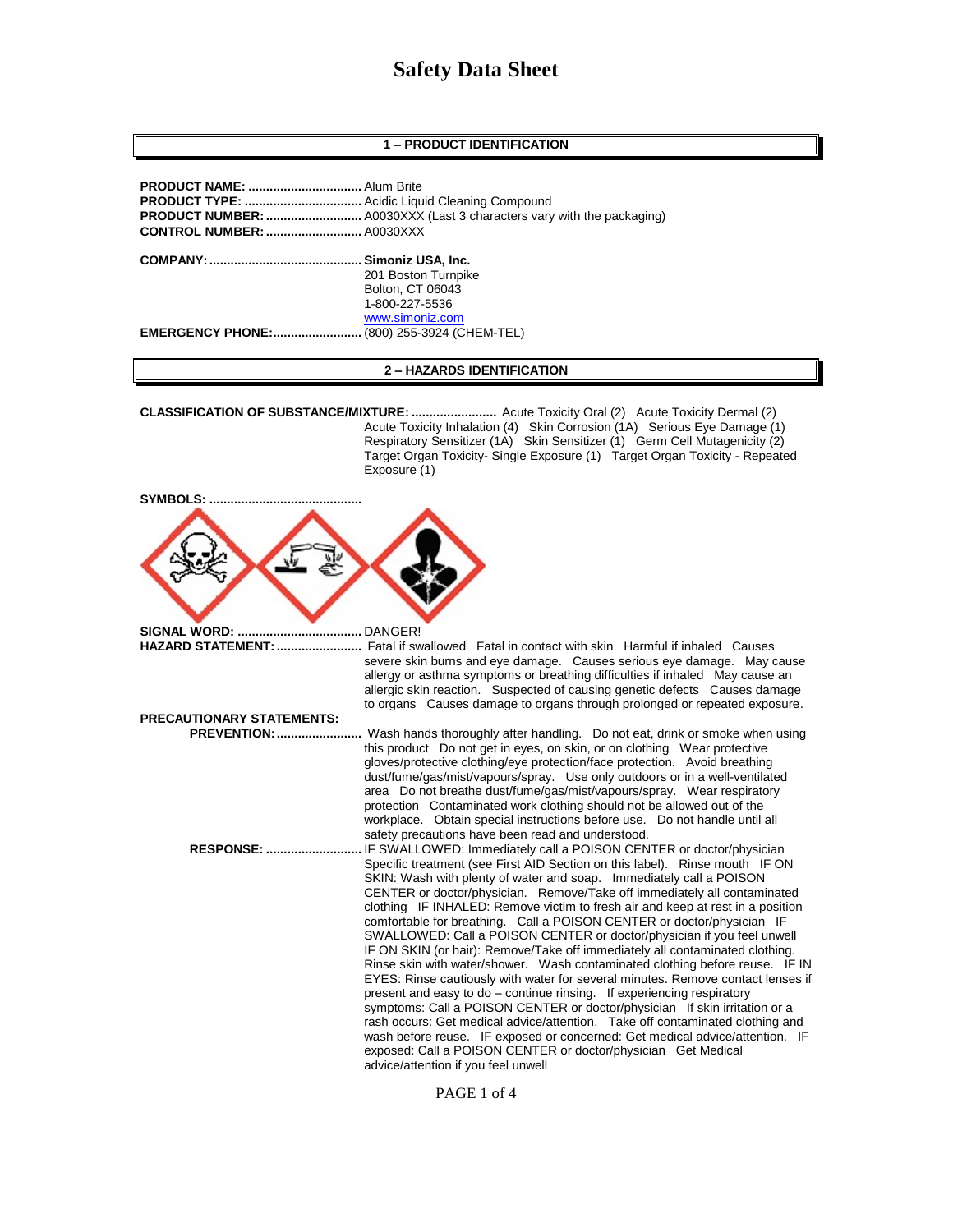# Safety Data Sheet

## 1 – PRODUCT IDENTIFICATION

**PRODUCT NAME:** ................................ Alum Brite
**PRODUCT TYPE:** ................................ Acidic Liquid Cleaning Compound
**PRODUCT NUMBER:** ........................... A0030XXX (Last 3 characters vary with the packaging)
**CONTROL NUMBER:** ........................... A0030XXX

**COMPANY:** .......................................... **Simoniz USA, Inc.**
201 Boston Turnpike
Bolton, CT 06043
1-800-227-5536
www.simoniz.com

**EMERGENCY PHONE:**......................... (800) 255-3924 (CHEM-TEL)

## 2 – HAZARDS IDENTIFICATION

**CLASSIFICATION OF SUBSTANCE/MIXTURE:** ........................ Acute Toxicity Oral (2) Acute Toxicity Dermal (2) Acute Toxicity Inhalation (4) Skin Corrosion (1A) Serious Eye Damage (1) Respiratory Sensitizer (1A) Skin Sensitizer (1) Germ Cell Mutagenicity (2) Target Organ Toxicity- Single Exposure (1) Target Organ Toxicity - Repeated Exposure (1)

**SYMBOLS:** ..........................................

**SIGNAL WORD:** .................................. DANGER!

**HAZARD STATEMENT:** ........................ Fatal if swallowed Fatal in contact with skin Harmful if inhaled Causes severe skin burns and eye damage. Causes serious eye damage. May cause allergy or asthma symptoms or breathing difficulties if inhaled May cause an allergic skin reaction. Suspected of causing genetic defects Causes damage to organs Causes damage to organs through prolonged or repeated exposure.

**PRECAUTIONARY STATEMENTS:**

**PREVENTION:** ........................ Wash hands thoroughly after handling. Do not eat, drink or smoke when using this product Do not get in eyes, on skin, or on clothing Wear protective gloves/protective clothing/eye protection/face protection. Avoid breathing dust/fume/gas/mist/vapours/spray. Use only outdoors or in a well-ventilated area Do not breathe dust/fume/gas/mist/vapours/spray. Wear respiratory protection Contaminated work clothing should not be allowed out of the workplace. Obtain special instructions before use. Do not handle until all safety precautions have been read and understood.

**RESPONSE:** ........................... IF SWALLOWED: Immediately call a POISON CENTER or doctor/physician Specific treatment (see First AID Section on this label). Rinse mouth IF ON SKIN: Wash with plenty of water and soap. Immediately call a POISON CENTER or doctor/physician. Remove/Take off immediately all contaminated clothing IF INHALED: Remove victim to fresh air and keep at rest in a position comfortable for breathing. Call a POISON CENTER or doctor/physician IF SWALLOWED: Call a POISON CENTER or doctor/physician if you feel unwell IF ON SKIN (or hair): Remove/Take off immediately all contaminated clothing. Rinse skin with water/shower. Wash contaminated clothing before reuse. IF IN EYES: Rinse cautiously with water for several minutes. Remove contact lenses if present and easy to do – continue rinsing. If experiencing respiratory symptoms: Call a POISON CENTER or doctor/physician If skin irritation or a rash occurs: Get medical advice/attention. Take off contaminated clothing and wash before reuse. IF exposed or concerned: Get medical advice/attention. IF exposed: Call a POISON CENTER or doctor/physician Get Medical advice/attention if you feel unwell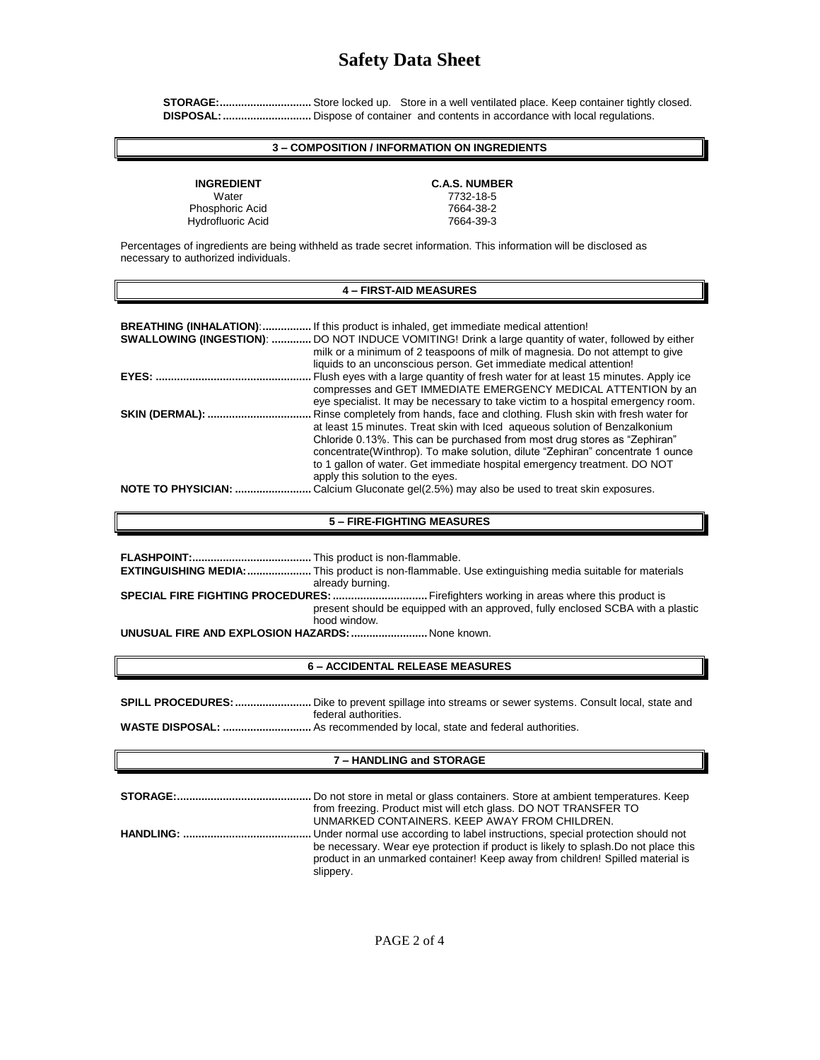# Safety Data Sheet

**STORAGE:..............................** Store locked up. Store in a well ventilated place. Keep container tightly closed.
**DISPOSAL:.............................** Dispose of container and contents in accordance with local regulations.

## 3 – COMPOSITION / INFORMATION ON INGREDIENTS

| INGREDIENT | C.A.S. NUMBER |
|---|---|
| Water | 7732-18-5 |
| Phosphoric Acid | 7664-38-2 |
| Hydrofluoric Acid | 7664-39-3 |

Percentages of ingredients are being withheld as trade secret information. This information will be disclosed as necessary to authorized individuals.

## 4 – FIRST-AID MEASURES

**BREATHING (INHALATION):................** If this product is inhaled, get immediate medical attention!

**SWALLOWING (INGESTION): .............** DO NOT INDUCE VOMITING! Drink a large quantity of water, followed by either milk or a minimum of 2 teaspoons of milk of magnesia. Do not attempt to give liquids to an unconscious person. Get immediate medical attention!

**EYES: ..................................................** Flush eyes with a large quantity of fresh water for at least 15 minutes. Apply ice compresses and GET IMMEDIATE EMERGENCY MEDICAL ATTENTION by an eye specialist. It may be necessary to take victim to a hospital emergency room.

**SKIN (DERMAL): .................................** Rinse completely from hands, face and clothing. Flush skin with fresh water for at least 15 minutes. Treat skin with Iced aqueous solution of Benzalkonium Chloride 0.13%. This can be purchased from most drug stores as "Zephiran" concentrate(Winthrop). To make solution, dilute "Zephiran" concentrate 1 ounce to 1 gallon of water. Get immediate hospital emergency treatment. DO NOT apply this solution to the eyes.

**NOTE TO PHYSICIAN: .........................** Calcium Gluconate gel(2.5%) may also be used to treat skin exposures.

## 5 – FIRE-FIGHTING MEASURES

**FLASHPOINT:......................................** This product is non-flammable.

**EXTINGUISHING MEDIA:....................** This product is non-flammable. Use extinguishing media suitable for materials already burning.

**SPECIAL FIRE FIGHTING PROCEDURES: ..............................** Firefighters working in areas where this product is present should be equipped with an approved, fully enclosed SCBA with a plastic hood window.

**UNUSUAL FIRE AND EXPLOSION HAZARDS: .........................** None known.

## 6 – ACCIDENTAL RELEASE MEASURES

**SPILL PROCEDURES: .........................** Dike to prevent spillage into streams or sewer systems. Consult local, state and federal authorities.

**WASTE DISPOSAL: ............................** As recommended by local, state and federal authorities.

## 7 – HANDLING and STORAGE

**STORAGE:...........................................** Do not store in metal or glass containers. Store at ambient temperatures. Keep from freezing. Product mist will etch glass. DO NOT TRANSFER TO UNMARKED CONTAINERS. KEEP AWAY FROM CHILDREN.

**HANDLING: .........................................** Under normal use according to label instructions, special protection should not be necessary. Wear eye protection if product is likely to splash.Do not place this product in an unmarked container! Keep away from children! Spilled material is slippery.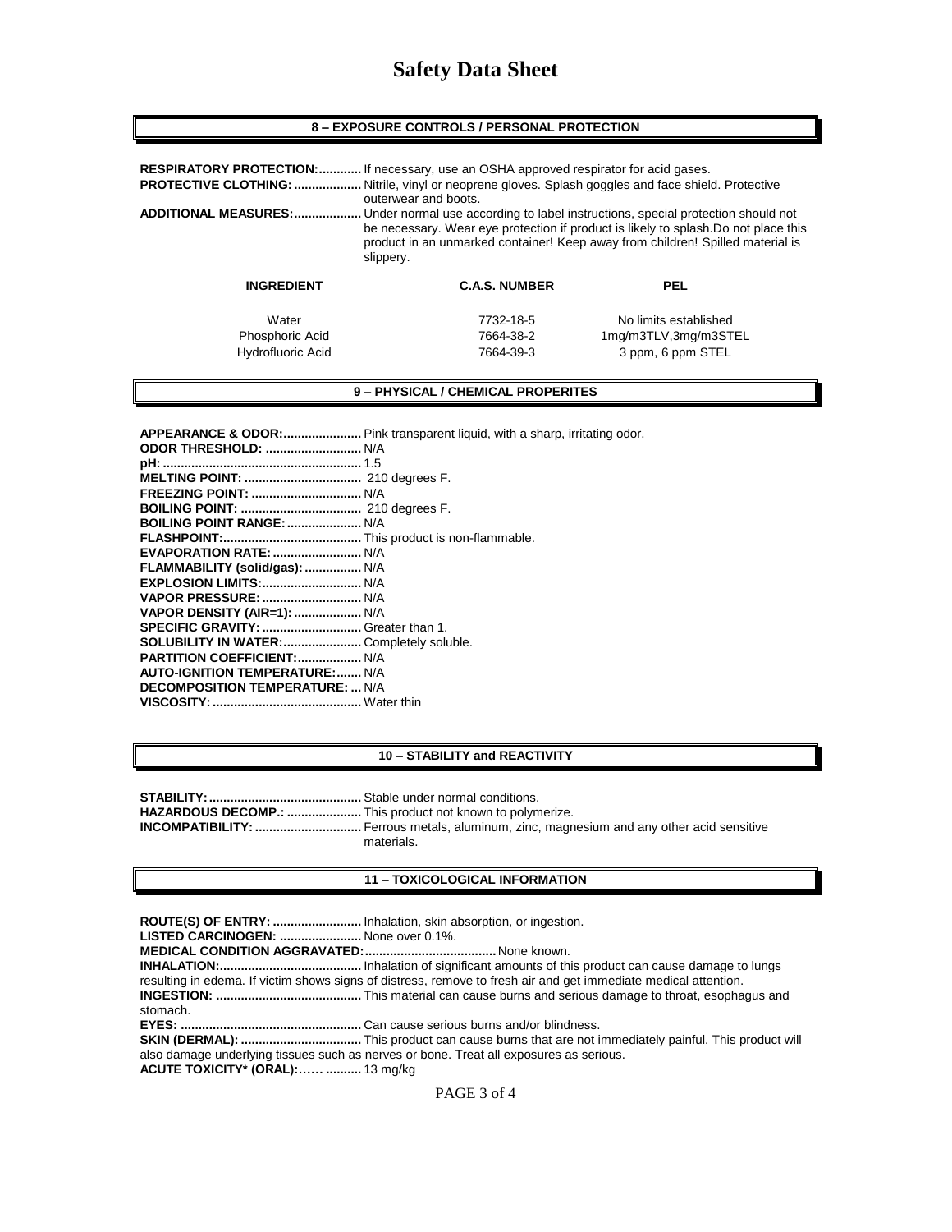# Safety Data Sheet

## 8 – EXPOSURE CONTROLS / PERSONAL PROTECTION

**RESPIRATORY PROTECTION:............** If necessary, use an OSHA approved respirator for acid gases.

**PROTECTIVE CLOTHING: ..................** Nitrile, vinyl or neoprene gloves. Splash goggles and face shield. Protective outerwear and boots.

**ADDITIONAL MEASURES:..................** Under normal use according to label instructions, special protection should not be necessary. Wear eye protection if product is likely to splash.Do not place this product in an unmarked container! Keep away from children! Spilled material is slippery.

| INGREDIENT | C.A.S. NUMBER | PEL |
|---|---|---|
| Water | 7732-18-5 | No limits established |
| Phosphoric Acid | 7664-38-2 | 1mg/m3TLV,3mg/m3STEL |
| Hydrofluoric Acid | 7664-39-3 | 3 ppm, 6 ppm STEL |

## 9 – PHYSICAL / CHEMICAL PROPERITES

**APPEARANCE & ODOR:......................** Pink transparent liquid, with a sharp, irritating odor.
**ODOR THRESHOLD: ..........................** N/A
**pH: .......................................................** 1.5
**MELTING POINT: ................................** 210 degrees F.
**FREEZING POINT: ..............................** N/A
**BOILING POINT: .................................** 210 degrees F.
**BOILING POINT RANGE:.....................** N/A
**FLASHPOINT:......................................** This product is non-flammable.
**EVAPORATION RATE: .........................** N/A
**FLAMMABILITY (solid/gas): ................** N/A
**EXPLOSION LIMITS:............................** N/A
**VAPOR PRESSURE: ...........................** N/A
**VAPOR DENSITY (AIR=1): ..................** N/A
**SPECIFIC GRAVITY: ...........................** Greater than 1.
**SOLUBILITY IN WATER:......................** Completely soluble.
**PARTITION COEFFICIENT:..................** N/A
**AUTO-IGNITION TEMPERATURE:.......** N/A
**DECOMPOSITION TEMPERATURE: ...** N/A
**VISCOSITY: .........................................** Water thin

## 10 – STABILITY and REACTIVITY

**STABILITY:..........................................** Stable under normal conditions.
**HAZARDOUS DECOMP.: .....................** This product not known to polymerize.
**INCOMPATIBILITY: .............................** Ferrous metals, aluminum, zinc, magnesium and any other acid sensitive materials.

## 11 – TOXICOLOGICAL INFORMATION

**ROUTE(S) OF ENTRY: .........................** Inhalation, skin absorption, or ingestion.
**LISTED CARCINOGEN: .......................** None over 0.1%.
**MEDICAL CONDITION AGGRAVATED:.....................................** None known.
**INHALATION:.......................................** Inhalation of significant amounts of this product can cause damage to lungs resulting in edema. If victim shows signs of distress, remove to fresh air and get immediate medical attention.
**INGESTION: ........................................** This material can cause burns and serious damage to throat, esophagus and stomach.
**EYES: ..................................................** Can cause serious burns and/or blindness.
**SKIN (DERMAL): .................................** This product can cause burns that are not immediately painful. This product will also damage underlying tissues such as nerves or bone. Treat all exposures as serious.
**ACUTE TOXICITY* (ORAL):…… ..........** 13 mg/kg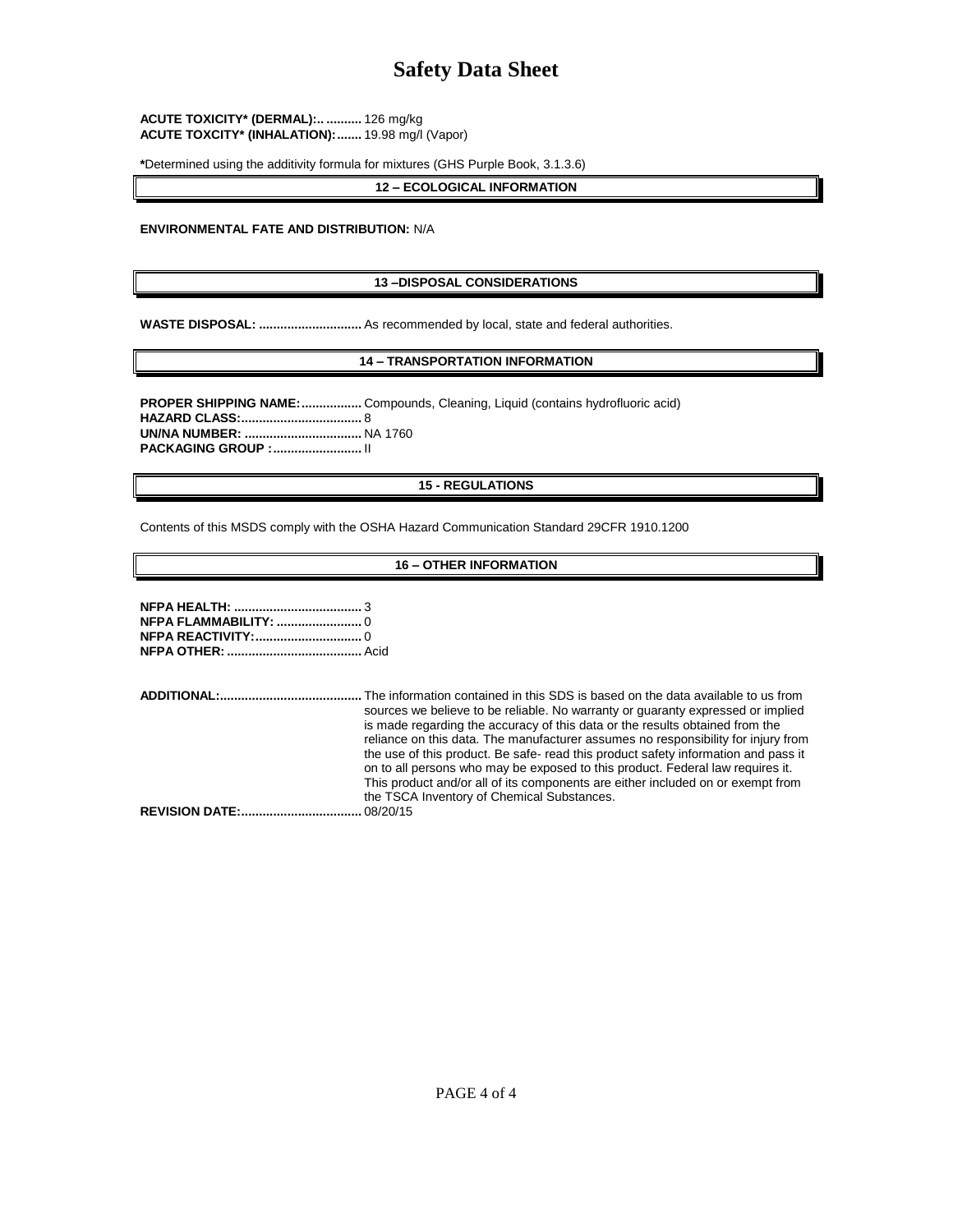# Safety Data Sheet

**ACUTE TOXICITY* (DERMAL):.. ..........** 126 mg/kg
**ACUTE TOXCITY* (INHALATION):.......** 19.98 mg/l (Vapor)

***Determined using the additivity formula for mixtures (GHS Purple Book, 3.1.3.6)

## 12 – ECOLOGICAL INFORMATION

**ENVIRONMENTAL FATE AND DISTRIBUTION:** N/A

## 13 –DISPOSAL CONSIDERATIONS

**WASTE DISPOSAL: ............................** As recommended by local, state and federal authorities.

## 14 – TRANSPORTATION INFORMATION

**PROPER SHIPPING NAME:.................** Compounds, Cleaning, Liquid (contains hydrofluoric acid)
**HAZARD CLASS:..................................** 8
**UN/NA NUMBER: .................................** NA 1760
**PACKAGING GROUP :.........................** II

## 15 - REGULATIONS

Contents of this MSDS comply with the OSHA Hazard Communication Standard 29CFR 1910.1200

## 16 – OTHER INFORMATION

**NFPA HEALTH: ...................................** 3
**NFPA FLAMMABILITY: .......................** 0
**NFPA REACTIVITY:.............................** 0
**NFPA OTHER: .....................................** Acid

**ADDITIONAL:.......................................** The information contained in this SDS is based on the data available to us from sources we believe to be reliable. No warranty or guaranty expressed or implied is made regarding the accuracy of this data or the results obtained from the reliance on this data. The manufacturer assumes no responsibility for injury from the use of this product. Be safe- read this product safety information and pass it on to all persons who may be exposed to this product. Federal law requires it. This product and/or all of its components are either included on or exempt from the TSCA Inventory of Chemical Substances.
**REVISION DATE:.................................** 08/20/15